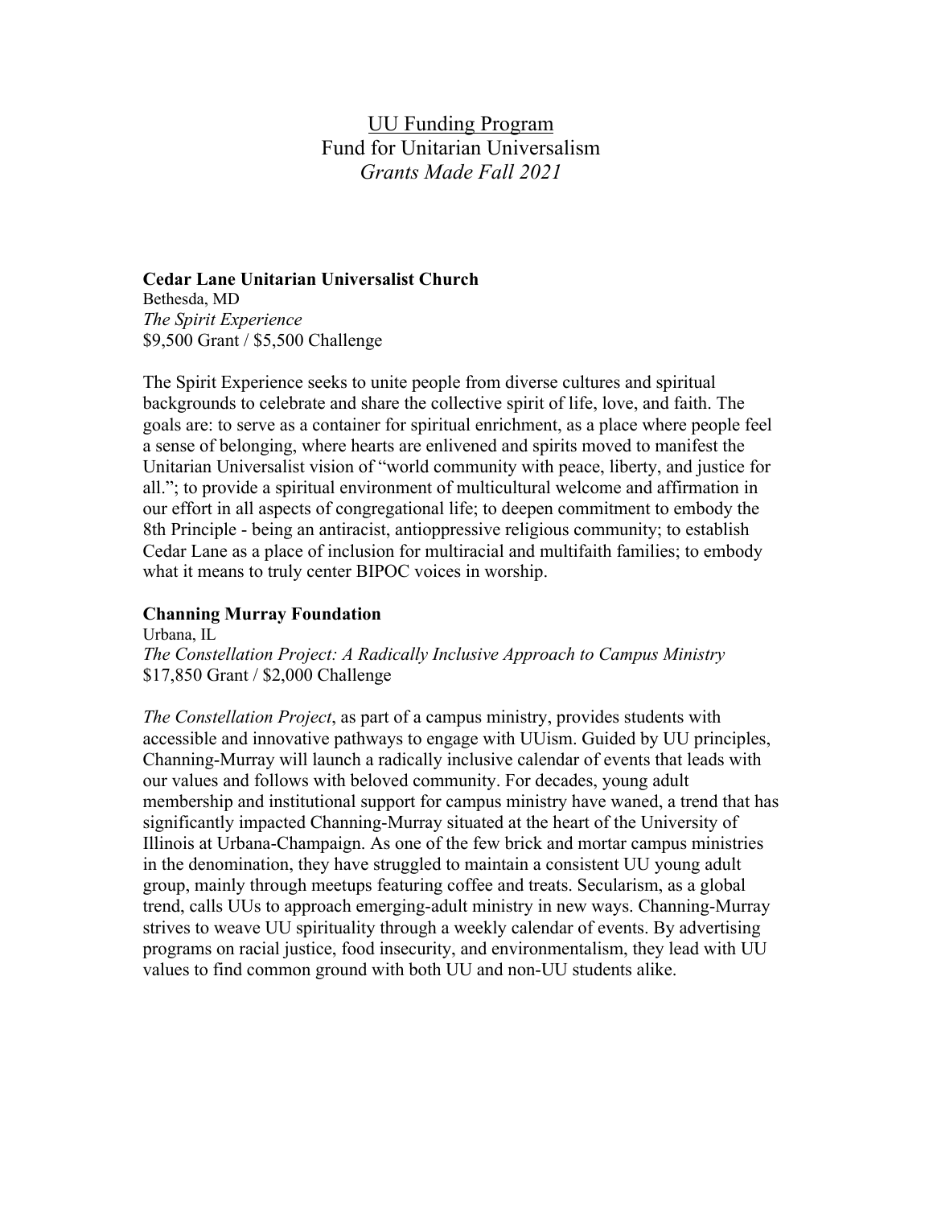# UU Funding Program
## Fund for Unitarian Universalism
### *Grants Made Fall 2021*

**Cedar Lane Unitarian Universalist Church**
Bethesda, MD
*The Spirit Experience*
$9,500 Grant / $5,500 Challenge

The Spirit Experience seeks to unite people from diverse cultures and spiritual backgrounds to celebrate and share the collective spirit of life, love, and faith. The goals are: to serve as a container for spiritual enrichment, as a place where people feel a sense of belonging, where hearts are enlivened and spirits moved to manifest the Unitarian Universalist vision of "world community with peace, liberty, and justice for all."; to provide a spiritual environment of multicultural welcome and affirmation in our effort in all aspects of congregational life; to deepen commitment to embody the 8th Principle - being an antiracist, antioppressive religious community; to establish Cedar Lane as a place of inclusion for multiracial and multifaith families; to embody what it means to truly center BIPOC voices in worship.

**Channing Murray Foundation**
Urbana, IL
*The Constellation Project: A Radically Inclusive Approach to Campus Ministry*
$17,850 Grant / $2,000 Challenge

*The Constellation Project*, as part of a campus ministry, provides students with accessible and innovative pathways to engage with UUism. Guided by UU principles, Channing-Murray will launch a radically inclusive calendar of events that leads with our values and follows with beloved community. For decades, young adult membership and institutional support for campus ministry have waned, a trend that has significantly impacted Channing-Murray situated at the heart of the University of Illinois at Urbana-Champaign. As one of the few brick and mortar campus ministries in the denomination, they have struggled to maintain a consistent UU young adult group, mainly through meetups featuring coffee and treats. Secularism, as a global trend, calls UUs to approach emerging-adult ministry in new ways. Channing-Murray strives to weave UU spirituality through a weekly calendar of events. By advertising programs on racial justice, food insecurity, and environmentalism, they lead with UU values to find common ground with both UU and non-UU students alike.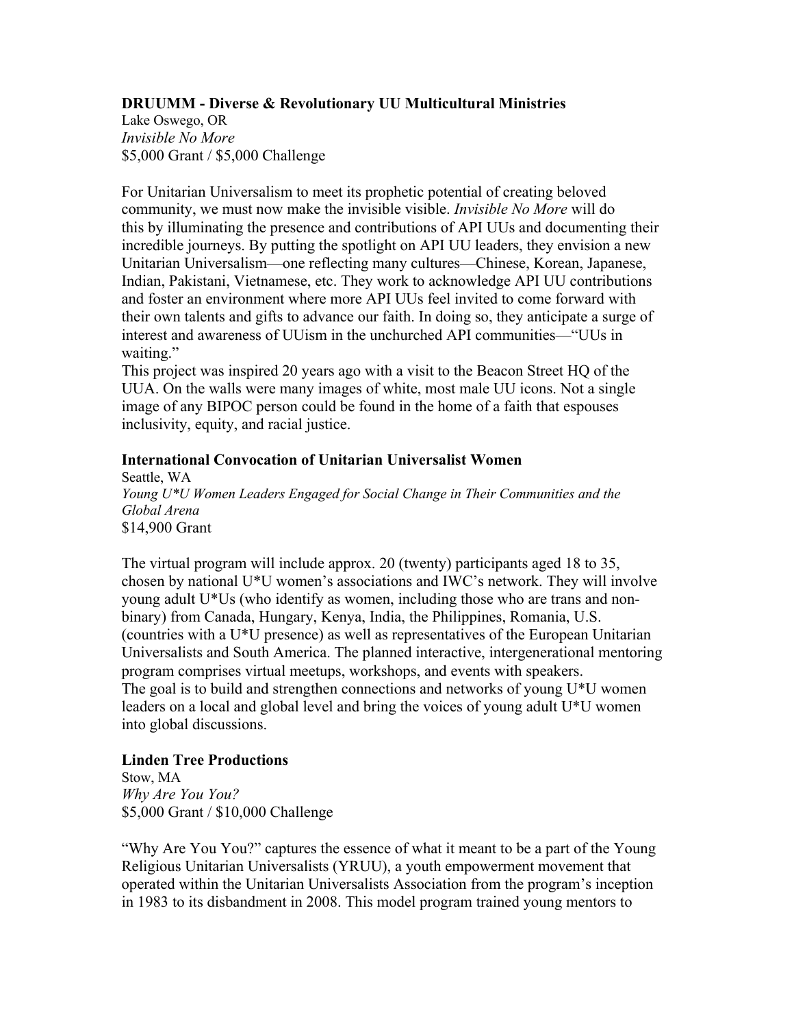**DRUUMM - Diverse & Revolutionary UU Multicultural Ministries**
Lake Oswego, OR
*Invisible No More*
$5,000 Grant / $5,000 Challenge

For Unitarian Universalism to meet its prophetic potential of creating beloved community, we must now make the invisible visible. *Invisible No More* will do this by illuminating the presence and contributions of API UUs and documenting their incredible journeys. By putting the spotlight on API UU leaders, they envision a new Unitarian Universalism—one reflecting many cultures—Chinese, Korean, Japanese, Indian, Pakistani, Vietnamese, etc. They work to acknowledge API UU contributions and foster an environment where more API UUs feel invited to come forward with their own talents and gifts to advance our faith. In doing so, they anticipate a surge of interest and awareness of UUism in the unchurched API communities—"UUs in waiting."
This project was inspired 20 years ago with a visit to the Beacon Street HQ of the UUA. On the walls were many images of white, most male UU icons. Not a single image of any BIPOC person could be found in the home of a faith that espouses inclusivity, equity, and racial justice.

**International Convocation of Unitarian Universalist Women**
Seattle, WA
*Young U*U Women Leaders Engaged for Social Change in Their Communities and the Global Arena*
$14,900 Grant

The virtual program will include approx. 20 (twenty) participants aged 18 to 35, chosen by national U*U women's associations and IWC's network. They will involve young adult U*Us (who identify as women, including those who are trans and non-binary) from Canada, Hungary, Kenya, India, the Philippines, Romania, U.S. (countries with a U*U presence) as well as representatives of the European Unitarian Universalists and South America. The planned interactive, intergenerational mentoring program comprises virtual meetups, workshops, and events with speakers.
The goal is to build and strengthen connections and networks of young U*U women leaders on a local and global level and bring the voices of young adult U*U women into global discussions.

**Linden Tree Productions**
Stow, MA
*Why Are You You?*
$5,000 Grant / $10,000 Challenge

"Why Are You You?" captures the essence of what it meant to be a part of the Young Religious Unitarian Universalists (YRUU), a youth empowerment movement that operated within the Unitarian Universalists Association from the program's inception in 1983 to its disbandment in 2008. This model program trained young mentors to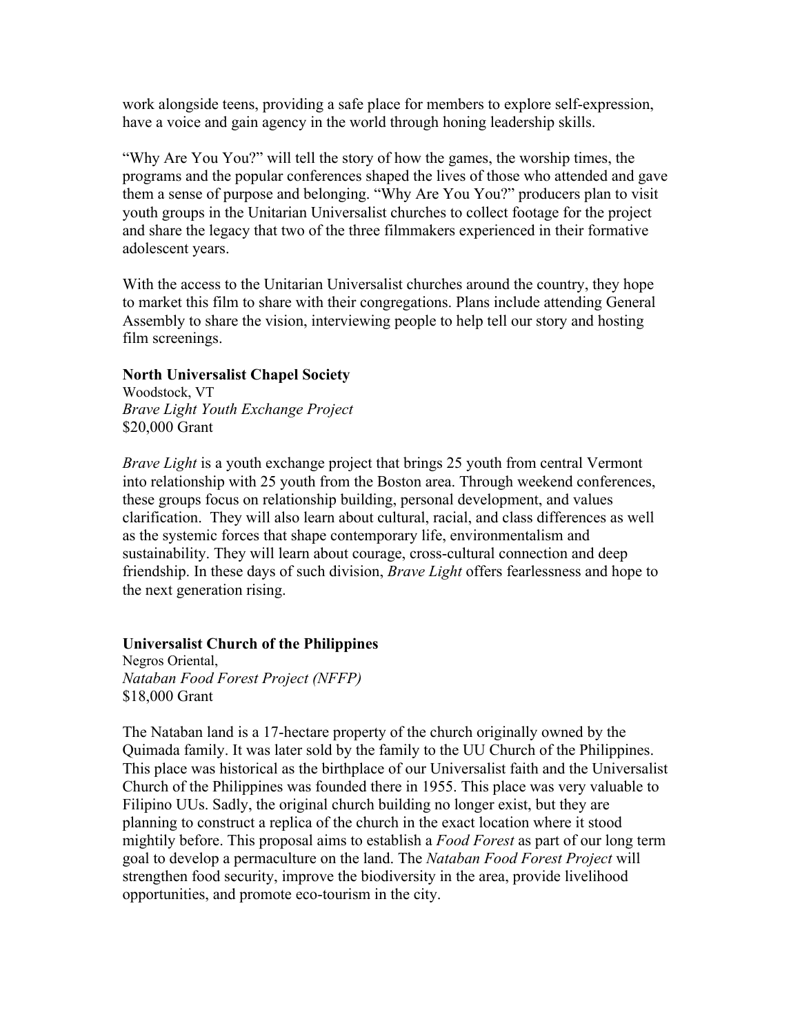work alongside teens, providing a safe place for members to explore self-expression, have a voice and gain agency in the world through honing leadership skills.

"Why Are You You?" will tell the story of how the games, the worship times, the programs and the popular conferences shaped the lives of those who attended and gave them a sense of purpose and belonging. "Why Are You You?" producers plan to visit youth groups in the Unitarian Universalist churches to collect footage for the project and share the legacy that two of the three filmmakers experienced in their formative adolescent years.

With the access to the Unitarian Universalist churches around the country, they hope to market this film to share with their congregations. Plans include attending General Assembly to share the vision, interviewing people to help tell our story and hosting film screenings.

**North Universalist Chapel Society**
Woodstock, VT
*Brave Light Youth Exchange Project*
$20,000 Grant

*Brave Light* is a youth exchange project that brings 25 youth from central Vermont into relationship with 25 youth from the Boston area. Through weekend conferences, these groups focus on relationship building, personal development, and values clarification. They will also learn about cultural, racial, and class differences as well as the systemic forces that shape contemporary life, environmentalism and sustainability. They will learn about courage, cross-cultural connection and deep friendship. In these days of such division, *Brave Light* offers fearlessness and hope to the next generation rising.

**Universalist Church of the Philippines**
Negros Oriental,
*Nataban Food Forest Project (NFFP)*
$18,000 Grant

The Nataban land is a 17-hectare property of the church originally owned by the Quimada family. It was later sold by the family to the UU Church of the Philippines. This place was historical as the birthplace of our Universalist faith and the Universalist Church of the Philippines was founded there in 1955. This place was very valuable to Filipino UUs. Sadly, the original church building no longer exist, but they are planning to construct a replica of the church in the exact location where it stood mightily before. This proposal aims to establish a *Food Forest* as part of our long term goal to develop a permaculture on the land. The *Nataban Food Forest Project* will strengthen food security, improve the biodiversity in the area, provide livelihood opportunities, and promote eco-tourism in the city.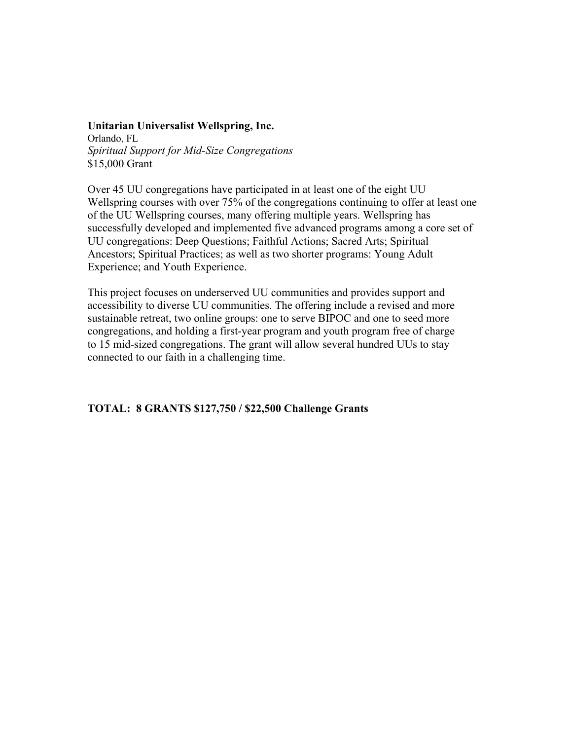**Unitarian Universalist Wellspring, Inc.**
Orlando, FL
*Spiritual Support for Mid-Size Congregations*
$15,000 Grant

Over 45 UU congregations have participated in at least one of the eight UU Wellspring courses with over 75% of the congregations continuing to offer at least one of the UU Wellspring courses, many offering multiple years. Wellspring has successfully developed and implemented five advanced programs among a core set of UU congregations: Deep Questions; Faithful Actions; Sacred Arts; Spiritual Ancestors; Spiritual Practices; as well as two shorter programs: Young Adult Experience; and Youth Experience.

This project focuses on underserved UU communities and provides support and accessibility to diverse UU communities. The offering include a revised and more sustainable retreat, two online groups: one to serve BIPOC and one to seed more congregations, and holding a first-year program and youth program free of charge to 15 mid-sized congregations. The grant will allow several hundred UUs to stay connected to our faith in a challenging time.

**TOTAL: 8 GRANTS $127,750 / $22,500 Challenge Grants**